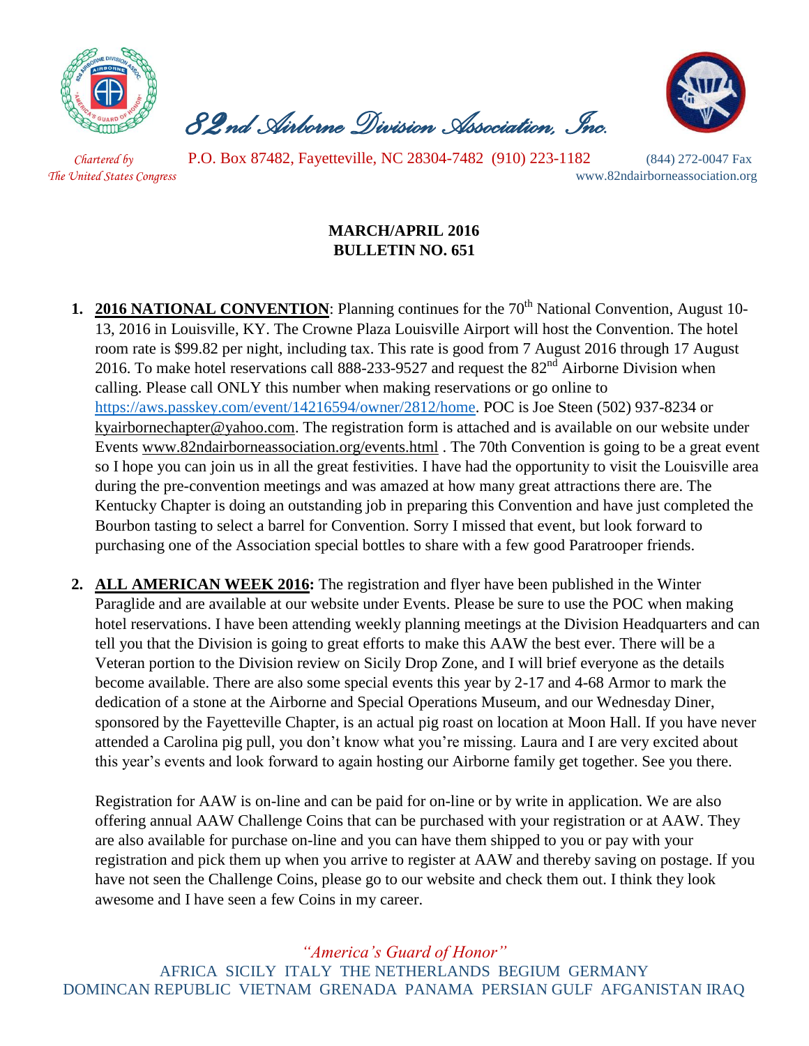*82nd Airborne Division Association, Inc.*

*Chartered by The United States Congress*

P.O. Box 87482, Fayetteville, NC 28304-7482 (910) 223-1182

(844) 272-0047 Fax

www.82ndairborneassociation.org

**MARCH/APRIL 2016**
**BULLETIN NO. 651**

1. **2016 NATIONAL CONVENTION**: Planning continues for the 70th National Convention, August 10-13, 2016 in Louisville, KY. The Crowne Plaza Louisville Airport will host the Convention. The hotel room rate is $99.82 per night, including tax. This rate is good from 7 August 2016 through 17 August 2016. To make hotel reservations call 888-233-9527 and request the 82nd Airborne Division when calling. Please call ONLY this number when making reservations or go online to https://aws.passkey.com/event/14216594/owner/2812/home. POC is Joe Steen (502) 937-8234 or kyairbornechapter@yahoo.com. The registration form is attached and is available on our website under Events www.82ndairborneassociation.org/events.html . The 70th Convention is going to be a great event so I hope you can join us in all the great festivities. I have had the opportunity to visit the Louisville area during the pre-convention meetings and was amazed at how many great attractions there are. The Kentucky Chapter is doing an outstanding job in preparing this Convention and have just completed the Bourbon tasting to select a barrel for Convention. Sorry I missed that event, but look forward to purchasing one of the Association special bottles to share with a few good Paratrooper friends.

2. **ALL AMERICAN WEEK 2016:** The registration and flyer have been published in the Winter Paraglide and are available at our website under Events. Please be sure to use the POC when making hotel reservations. I have been attending weekly planning meetings at the Division Headquarters and can tell you that the Division is going to great efforts to make this AAW the best ever. There will be a Veteran portion to the Division review on Sicily Drop Zone, and I will brief everyone as the details become available. There are also some special events this year by 2-17 and 4-68 Armor to mark the dedication of a stone at the Airborne and Special Operations Museum, and our Wednesday Diner, sponsored by the Fayetteville Chapter, is an actual pig roast on location at Moon Hall. If you have never attended a Carolina pig pull, you don't know what you're missing. Laura and I are very excited about this year's events and look forward to again hosting our Airborne family get together. See you there.

   Registration for AAW is on-line and can be paid for on-line or by write in application. We are also offering annual AAW Challenge Coins that can be purchased with your registration or at AAW. They are also available for purchase on-line and you can have them shipped to you or pay with your registration and pick them up when you arrive to register at AAW and thereby saving on postage. If you have not seen the Challenge Coins, please go to our website and check them out. I think they look awesome and I have seen a few Coins in my career.

*"America's Guard of Honor"*

AFRICA SICILY ITALY THE NETHERLANDS BEGIUM GERMANY DOMINCAN REPUBLIC VIETNAM GRENADA PANAMA PERSIAN GULF AFGANISTAN IRAQ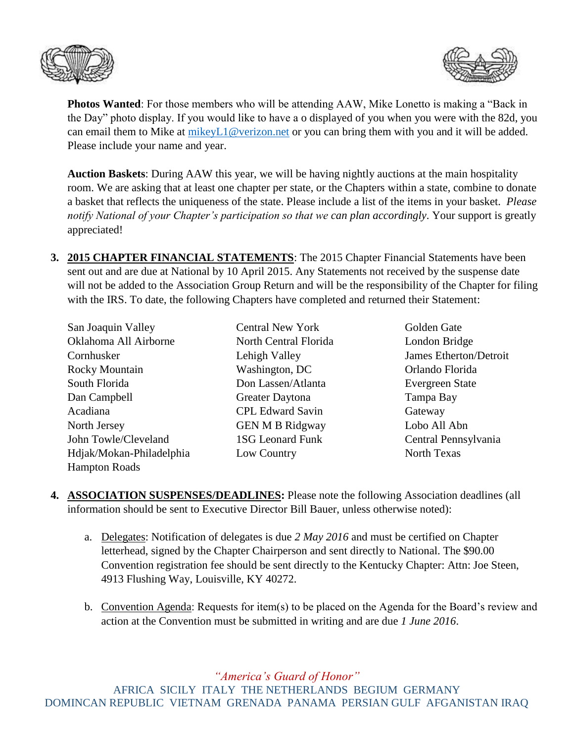**Photos Wanted**: For those members who will be attending AAW, Mike Lonetto is making a "Back in the Day" photo display. If you would like to have a o displayed of you when you were with the 82d, you can email them to Mike at mikeyL1@verizon.net or you can bring them with you and it will be added. Please include your name and year.

**Auction Baskets**: During AAW this year, we will be having nightly auctions at the main hospitality room. We are asking that at least one chapter per state, or the Chapters within a state, combine to donate a basket that reflects the uniqueness of the state. Please include a list of the items in your basket. *Please notify National of your Chapter's participation so that we can plan accordingly*. Your support is greatly appreciated!

3. **2015 CHAPTER FINANCIAL STATEMENTS**: The 2015 Chapter Financial Statements have been sent out and are due at National by 10 April 2015. Any Statements not received by the suspense date will not be added to the Association Group Return and will be the responsibility of the Chapter for filing with the IRS. To date, the following Chapters have completed and returned their Statement:

| | | |
|---|---|---|
| San Joaquin Valley | Central New York | Golden Gate |
| Oklahoma All Airborne | North Central Florida | London Bridge |
| Cornhusker | Lehigh Valley | James Etherton/Detroit |
| Rocky Mountain | Washington, DC | Orlando Florida |
| South Florida | Don Lassen/Atlanta | Evergreen State |
| Dan Campbell | Greater Daytona | Tampa Bay |
| Acadiana | CPL Edward Savin | Gateway |
| North Jersey | GEN M B Ridgway | Lobo All Abn |
| John Towle/Cleveland | 1SG Leonard Funk | Central Pennsylvania |
| Hdjak/Mokan-Philadelphia | Low Country | North Texas |
| Hampton Roads | | |

4. **ASSOCIATION SUSPENSES/DEADLINES:** Please note the following Association deadlines (all information should be sent to Executive Director Bill Bauer, unless otherwise noted):

   a. Delegates: Notification of delegates is due *2 May 2016* and must be certified on Chapter letterhead, signed by the Chapter Chairperson and sent directly to National. The $90.00 Convention registration fee should be sent directly to the Kentucky Chapter: Attn: Joe Steen, 4913 Flushing Way, Louisville, KY 40272.

   b. Convention Agenda: Requests for item(s) to be placed on the Agenda for the Board's review and action at the Convention must be submitted in writing and are due *1 June 2016*.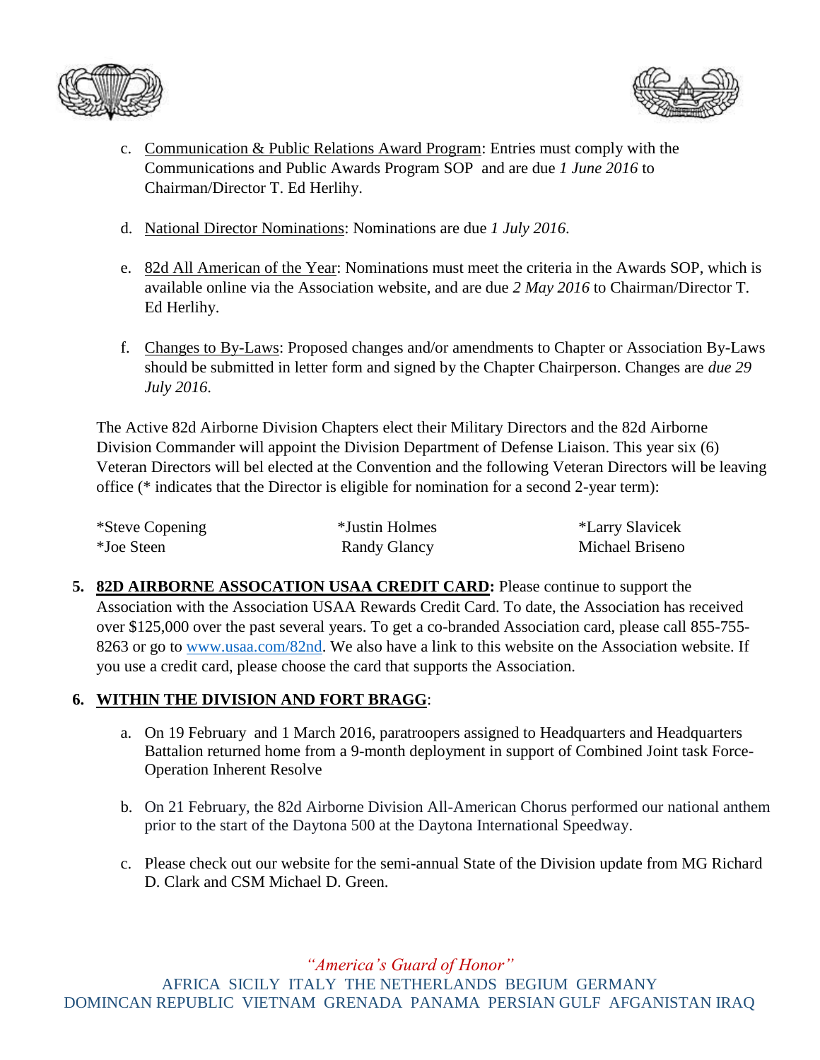c. Communication & Public Relations Award Program: Entries must comply with the Communications and Public Awards Program SOP and are due *1 June 2016* to Chairman/Director T. Ed Herlihy.

d. National Director Nominations: Nominations are due *1 July 2016*.

e. 82d All American of the Year: Nominations must meet the criteria in the Awards SOP, which is available online via the Association website, and are due *2 May 2016* to Chairman/Director T. Ed Herlihy.

f. Changes to By-Laws: Proposed changes and/or amendments to Chapter or Association By-Laws should be submitted in letter form and signed by the Chapter Chairperson. Changes are *due 29 July 2016*.

The Active 82d Airborne Division Chapters elect their Military Directors and the 82d Airborne Division Commander will appoint the Division Department of Defense Liaison. This year six (6) Veteran Directors will bel elected at the Convention and the following Veteran Directors will be leaving office (* indicates that the Director is eligible for nomination for a second 2-year term):

| | | |
|---|---|---|
| *Steve Copening | *Justin Holmes | *Larry Slavicek |
| *Joe Steen | Randy Glancy | Michael Briseno |

5. **82D AIRBORNE ASSOCATION USAA CREDIT CARD:** Please continue to support the Association with the Association USAA Rewards Credit Card. To date, the Association has received over $125,000 over the past several years. To get a co-branded Association card, please call 855-755-8263 or go to www.usaa.com/82nd. We also have a link to this website on the Association website. If you use a credit card, please choose the card that supports the Association.

6. **WITHIN THE DIVISION AND FORT BRAGG**:

a. On 19 February and 1 March 2016, paratroopers assigned to Headquarters and Headquarters Battalion returned home from a 9-month deployment in support of Combined Joint task Force-Operation Inherent Resolve

b. On 21 February, the 82d Airborne Division All-American Chorus performed our national anthem prior to the start of the Daytona 500 at the Daytona International Speedway.

c. Please check out our website for the semi-annual State of the Division update from MG Richard D. Clark and CSM Michael D. Green.

*"America's Guard of Honor"*

AFRICA SICILY ITALY THE NETHERLANDS BEGIUM GERMANY
DOMINCAN REPUBLIC VIETNAM GRENADA PANAMA PERSIAN GULF AFGANISTAN IRAQ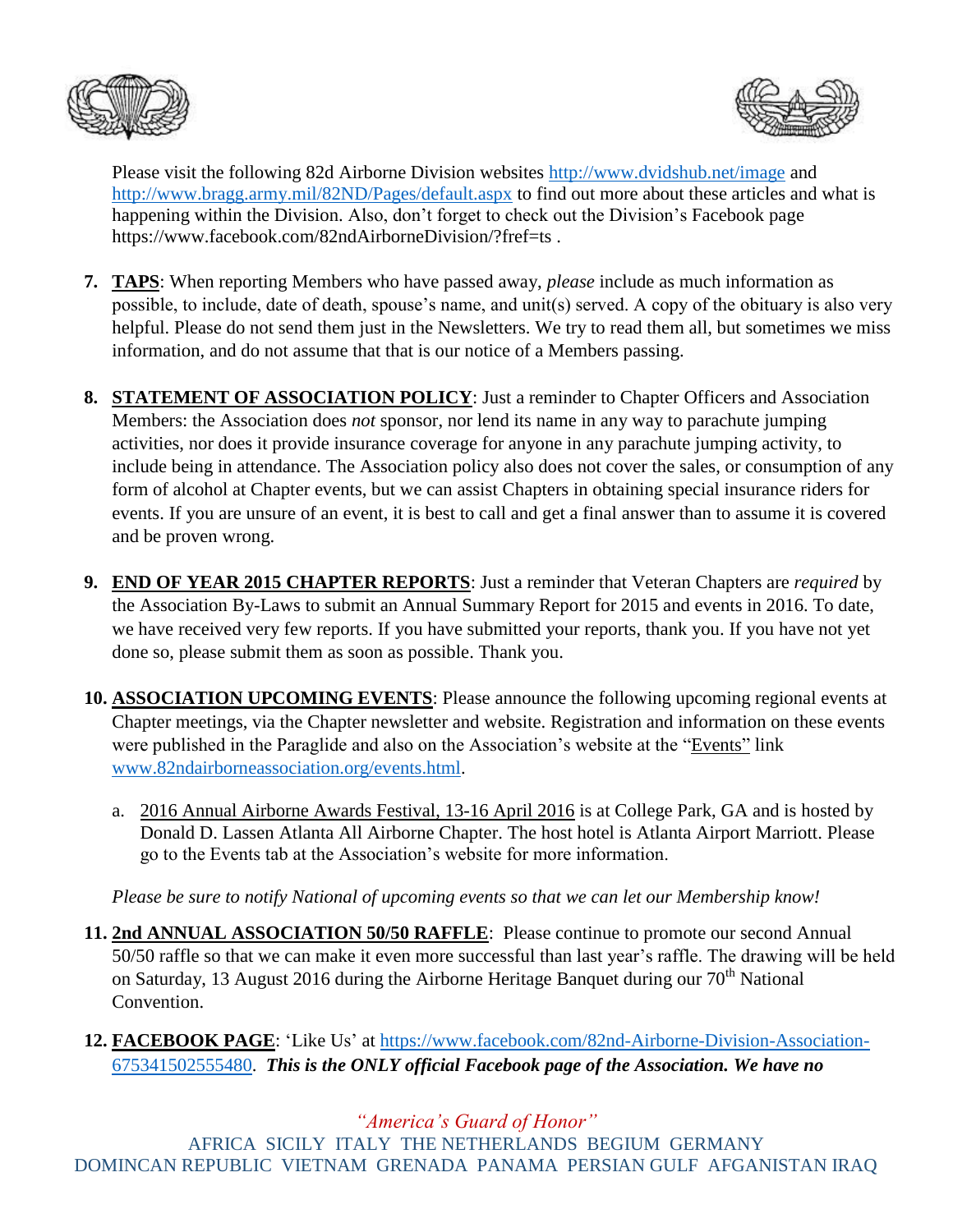Please visit the following 82d Airborne Division websites http://www.dvidshub.net/image and http://www.bragg.army.mil/82ND/Pages/default.aspx to find out more about these articles and what is happening within the Division. Also, don't forget to check out the Division's Facebook page https://www.facebook.com/82ndAirborneDivision/?fref=ts .

7. **TAPS**: When reporting Members who have passed away, *please* include as much information as possible, to include, date of death, spouse's name, and unit(s) served. A copy of the obituary is also very helpful. Please do not send them just in the Newsletters. We try to read them all, but sometimes we miss information, and do not assume that that is our notice of a Members passing.

8. **STATEMENT OF ASSOCIATION POLICY**: Just a reminder to Chapter Officers and Association Members: the Association does *not* sponsor, nor lend its name in any way to parachute jumping activities, nor does it provide insurance coverage for anyone in any parachute jumping activity, to include being in attendance. The Association policy also does not cover the sales, or consumption of any form of alcohol at Chapter events, but we can assist Chapters in obtaining special insurance riders for events. If you are unsure of an event, it is best to call and get a final answer than to assume it is covered and be proven wrong.

9. **END OF YEAR 2015 CHAPTER REPORTS**: Just a reminder that Veteran Chapters are *required* by the Association By-Laws to submit an Annual Summary Report for 2015 and events in 2016. To date, we have received very few reports. If you have submitted your reports, thank you. If you have not yet done so, please submit them as soon as possible. Thank you.

10. **ASSOCIATION UPCOMING EVENTS**: Please announce the following upcoming regional events at Chapter meetings, via the Chapter newsletter and website. Registration and information on these events were published in the Paraglide and also on the Association's website at the "Events" link www.82ndairborneassociation.org/events.html.

    a. 2016 Annual Airborne Awards Festival, 13-16 April 2016 is at College Park, GA and is hosted by Donald D. Lassen Atlanta All Airborne Chapter. The host hotel is Atlanta Airport Marriott. Please go to the Events tab at the Association's website for more information.

    *Please be sure to notify National of upcoming events so that we can let our Membership know!*

11. **2nd ANNUAL ASSOCIATION 50/50 RAFFLE**: Please continue to promote our second Annual 50/50 raffle so that we can make it even more successful than last year's raffle. The drawing will be held on Saturday, 13 August 2016 during the Airborne Heritage Banquet during our 70th National Convention.

12. **FACEBOOK PAGE**: 'Like Us' at https://www.facebook.com/82nd-Airborne-Division-Association-675341502555480. ***This is the ONLY official Facebook page of the Association. We have no***

*"America's Guard of Honor"*
AFRICA SICILY ITALY THE NETHERLANDS BEGIUM GERMANY
DOMINCAN REPUBLIC VIETNAM GRENADA PANAMA PERSIAN GULF AFGANISTAN IRAQ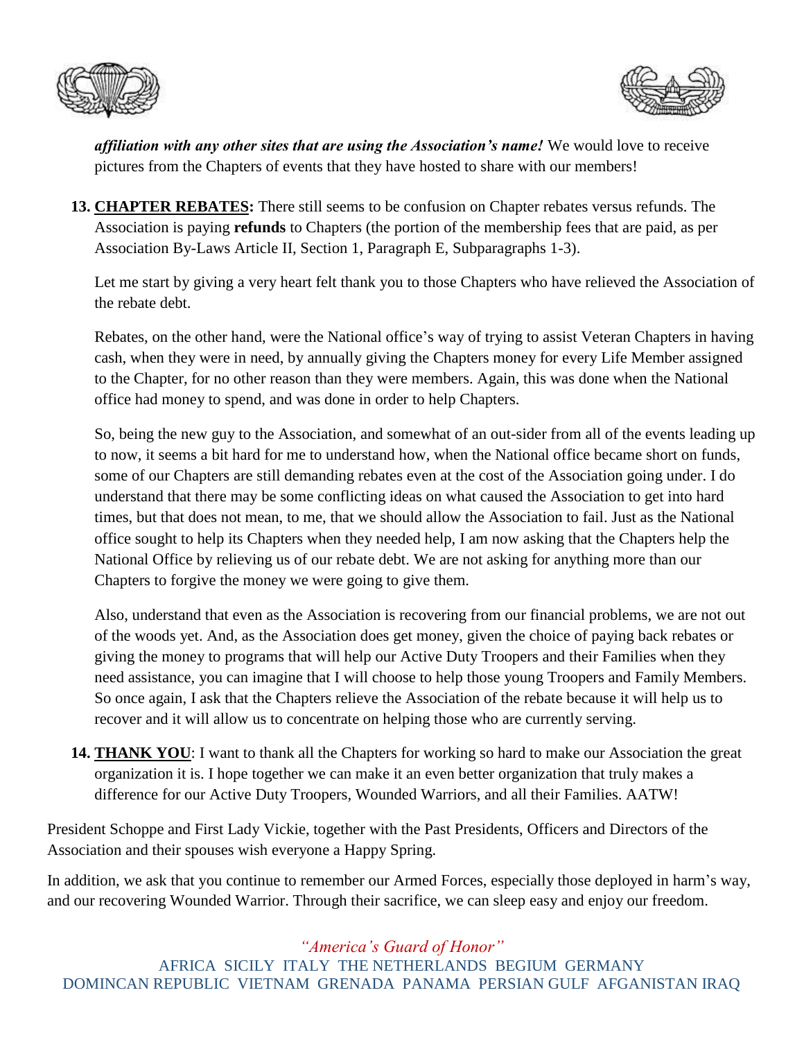***affiliation with any other sites that are using the Association's name!*** We would love to receive pictures from the Chapters of events that they have hosted to share with our members!

13. **<u>CHAPTER REBATES</u>:** There still seems to be confusion on Chapter rebates versus refunds. The Association is paying **refunds** to Chapters (the portion of the membership fees that are paid, as per Association By-Laws Article II, Section 1, Paragraph E, Subparagraphs 1-3).

    Let me start by giving a very heart felt thank you to those Chapters who have relieved the Association of the rebate debt.

    Rebates, on the other hand, were the National office's way of trying to assist Veteran Chapters in having cash, when they were in need, by annually giving the Chapters money for every Life Member assigned to the Chapter, for no other reason than they were members. Again, this was done when the National office had money to spend, and was done in order to help Chapters.

    So, being the new guy to the Association, and somewhat of an out-sider from all of the events leading up to now, it seems a bit hard for me to understand how, when the National office became short on funds, some of our Chapters are still demanding rebates even at the cost of the Association going under. I do understand that there may be some conflicting ideas on what caused the Association to get into hard times, but that does not mean, to me, that we should allow the Association to fail. Just as the National office sought to help its Chapters when they needed help, I am now asking that the Chapters help the National Office by relieving us of our rebate debt. We are not asking for anything more than our Chapters to forgive the money we were going to give them.

    Also, understand that even as the Association is recovering from our financial problems, we are not out of the woods yet. And, as the Association does get money, given the choice of paying back rebates or giving the money to programs that will help our Active Duty Troopers and their Families when they need assistance, you can imagine that I will choose to help those young Troopers and Family Members. So once again, I ask that the Chapters relieve the Association of the rebate because it will help us to recover and it will allow us to concentrate on helping those who are currently serving.

14. **<u>THANK YOU</u>**: I want to thank all the Chapters for working so hard to make our Association the great organization it is. I hope together we can make it an even better organization that truly makes a difference for our Active Duty Troopers, Wounded Warriors, and all their Families. AATW!

President Schoppe and First Lady Vickie, together with the Past Presidents, Officers and Directors of the Association and their spouses wish everyone a Happy Spring.

In addition, we ask that you continue to remember our Armed Forces, especially those deployed in harm's way, and our recovering Wounded Warrior. Through their sacrifice, we can sleep easy and enjoy our freedom.

*"America's Guard of Honor"*

AFRICA SICILY ITALY THE NETHERLANDS BEGIUM GERMANY
DOMINCAN REPUBLIC VIETNAM GRENADA PANAMA PERSIAN GULF AFGANISTAN IRAQ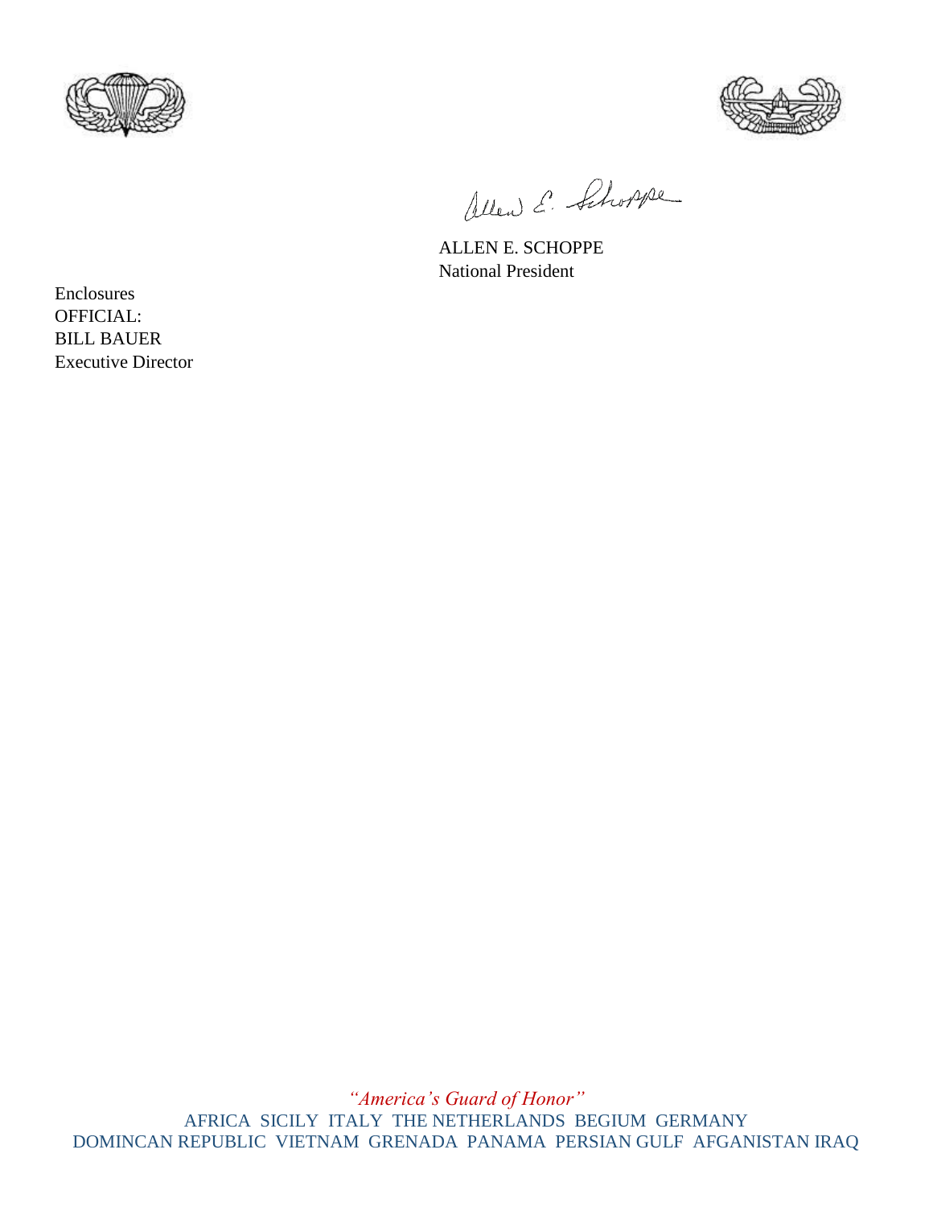Allen E. Schoppe

ALLEN E. SCHOPPE
National President

Enclosures
OFFICIAL:
BILL BAUER
Executive Director

*"America's Guard of Honor"*
AFRICA SICILY ITALY THE NETHERLANDS BEGIUM GERMANY
DOMINCAN REPUBLIC VIETNAM GRENADA PANAMA PERSIAN GULF AFGANISTAN IRAQ